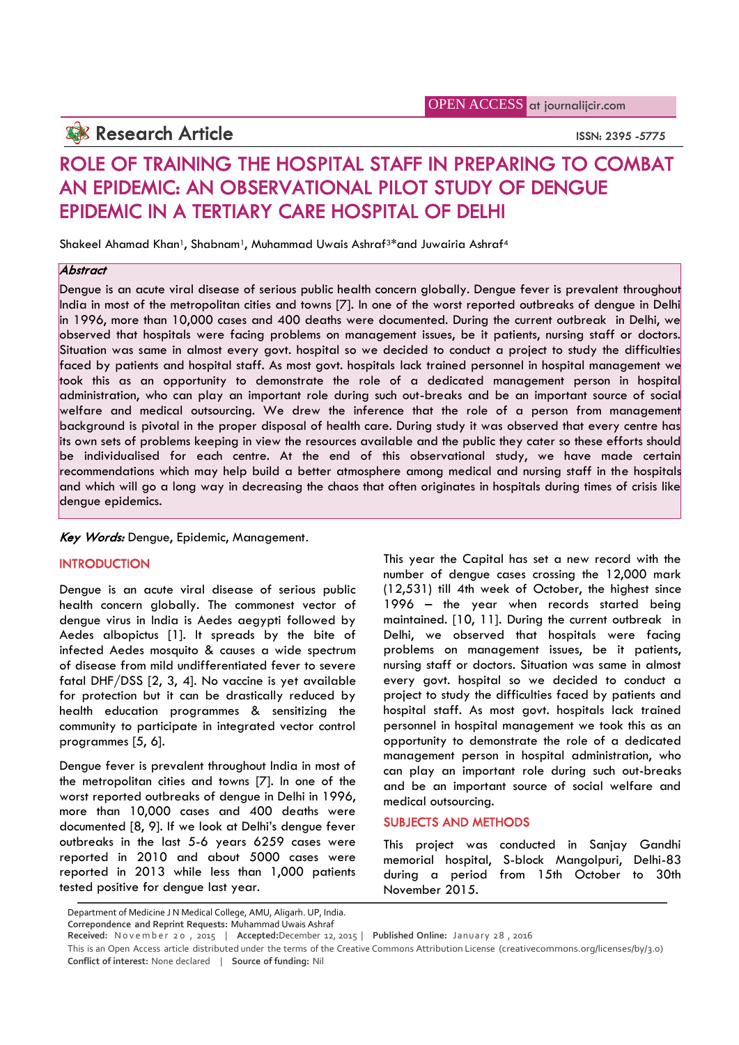OPEN ACCESS at journalijcir.com

Research Article

ISSN: 2395 -5775

# ROLE OF TRAINING THE HOSPITAL STAFF IN PREPARING TO COMBAT AN EPIDEMIC: AN OBSERVATIONAL PILOT STUDY OF DENGUE EPIDEMIC IN A TERTIARY CARE HOSPITAL OF DELHI

Shakeel Ahamad Khan[1], Shabnam[1], Muhammad Uwais Ashraf[3]*and Juwairia Ashraf[4]

***Abstract***

Dengue is an acute viral disease of serious public health concern globally. Dengue fever is prevalent throughout India in most of the metropolitan cities and towns [7]. In one of the worst reported outbreaks of dengue in Delhi in 1996, more than 10,000 cases and 400 deaths were documented. During the current outbreak in Delhi, we observed that hospitals were facing problems on management issues, be it patients, nursing staff or doctors. Situation was same in almost every govt. hospital so we decided to conduct a project to study the difficulties faced by patients and hospital staff. As most govt. hospitals lack trained personnel in hospital management we took this as an opportunity to demonstrate the role of a dedicated management person in hospital administration, who can play an important role during such out-breaks and be an important source of social welfare and medical outsourcing. We drew the inference that the role of a person from management background is pivotal in the proper disposal of health care. During study it was observed that every centre has its own sets of problems keeping in view the resources available and the public they cater so these efforts should be individualised for each centre. At the end of this observational study, we have made certain recommendations which may help build a better atmosphere among medical and nursing staff in the hospitals and which will go a long way in decreasing the chaos that often originates in hospitals during times of crisis like dengue epidemics.

***Key Words:*** Dengue, Epidemic, Management.

## INTRODUCTION

Dengue is an acute viral disease of serious public health concern globally. The commonest vector of dengue virus in India is Aedes aegypti followed by Aedes albopictus [1]. It spreads by the bite of infected Aedes mosquito & causes a wide spectrum of disease from mild undifferentiated fever to severe fatal DHF/DSS [2, 3, 4]. No vaccine is yet available for protection but it can be drastically reduced by health education programmes & sensitizing the community to participate in integrated vector control programmes [5, 6].

Dengue fever is prevalent throughout India in most of the metropolitan cities and towns [7]. In one of the worst reported outbreaks of dengue in Delhi in 1996, more than 10,000 cases and 400 deaths were documented [8, 9]. If we look at Delhi's dengue fever outbreaks in the last 5-6 years 6259 cases were reported in 2010 and about 5000 cases were reported in 2013 while less than 1,000 patients tested positive for dengue last year.

This year the Capital has set a new record with the number of dengue cases crossing the 12,000 mark (12,531) till 4th week of October, the highest since 1996 – the year when records started being maintained. [10, 11]. During the current outbreak in Delhi, we observed that hospitals were facing problems on management issues, be it patients, nursing staff or doctors. Situation was same in almost every govt. hospital so we decided to conduct a project to study the difficulties faced by patients and hospital staff. As most govt. hospitals lack trained personnel in hospital management we took this as an opportunity to demonstrate the role of a dedicated management person in hospital administration, who can play an important role during such out-breaks and be an important source of social welfare and medical outsourcing.

## SUBJECTS AND METHODS

This project was conducted in Sanjay Gandhi memorial hospital, S-block Mangolpuri, Delhi-83 during a period from 15th October to 30th November 2015.

Department of Medicine J N Medical College, AMU, Aligarh. UP, India.
**Correpondence and Reprint Requests:** Muhammad Uwais Ashraf
**Received:** November 20 , 2015 | **Accepted:**December 12, 2015 | **Published Online:** January 28 , 2016
This is an Open Access article distributed under the terms of the Creative Commons Attribution License (creativecommons.org/licenses/by/3.0)
**Conflict of interest:** None declared | **Source of funding:** Nil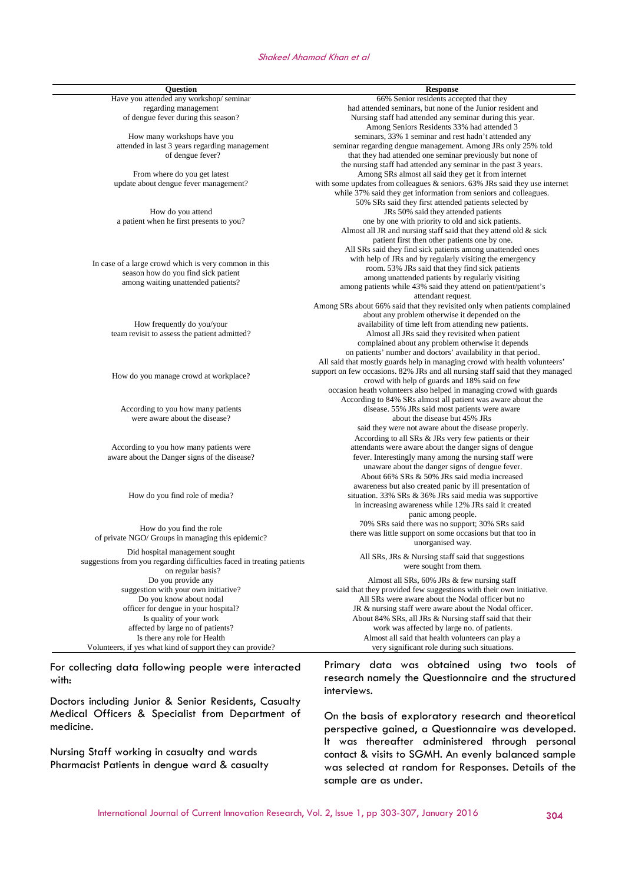| Question | Response |
|---|---|
| Have you attended any workshop/ seminar regarding management of dengue fever during this season? | 66% Senior residents accepted that they had attended seminars, but none of the Junior resident and Nursing staff had attended any seminar during this year. |
| How many workshops have you attended in last 3 years regarding management of dengue fever? | Among Seniors Residents 33% had attended 3 seminars, 33% 1 seminar and rest hadn't attended any seminar regarding dengue management. Among JRs only 25% told that they had attended one seminar previously but none of the nursing staff had attended any seminar in the past 3 years. |
| From where do you get latest update about dengue fever management? | Among SRs almost all said they get it from internet with some updates from colleagues & seniors. 63% JRs said they use internet while 37% said they get information from seniors and colleagues. |
| How do you attend a patient when he first presents to you? | 50% SRs said they first attended patients selected by JRs 50% said they attended patients one by one with priority to old and sick patients. Almost all JR and nursing staff said that they attend old & sick patient first then other patients one by one. |
| In case of a large crowd which is very common in this season how do you find sick patient among waiting unattended patients? | All SRs said they find sick patients among unattended ones with help of JRs and by regularly visiting the emergency room. 53% JRs said that they find sick patients among unattended patients by regularly visiting among patients while 43% said they attend on patient/patient's attendant request. |
| How frequently do you/your team revisit to assess the patient admitted? | Among SRs about 66% said that they revisited only when patients complained about any problem otherwise it depended on the availability of time left from attending new patients. Almost all JRs said they revisited when patient complained about any problem otherwise it depends on patients' number and doctors' availability in that period. |
| How do you manage crowd at workplace? | All said that mostly guards help in managing crowd with health volunteers' support on few occasions. 82% JRs and all nursing staff said that they managed crowd with help of guards and 18% said on few occasion heath volunteers also helped in managing crowd with guards |
| According to you how many patients were aware about the disease? | According to 84% SRs almost all patient was aware about the disease. 55% JRs said most patients were aware about the disease but 45% JRs said they were not aware about the disease properly. |
| According to you how many patients were aware about the Danger signs of the disease? | According to all SRs & JRs very few patients or their attendants were aware about the danger signs of dengue fever. Interestingly many among the nursing staff were unaware about the danger signs of dengue fever. |
| How do you find role of media? | About 66% SRs & 50% JRs said media increased awareness but also created panic by ill presentation of situation. 33% SRs & 36% JRs said media was supportive in increasing awareness while 12% JRs said it created panic among people. |
| How do you find the role of private NGO/ Groups in managing this epidemic? | 70% SRs said there was no support; 30% SRs said there was little support on some occasions but that too in unorganised way. |
| Did hospital management sought suggestions from you regarding difficulties faced in treating patients on regular basis? | All SRs, JRs & Nursing staff said that suggestions were sought from them. |
| Do you provide any suggestion with your own initiative? | Almost all SRs, 60% JRs & few nursing staff said that they provided few suggestions with their own initiative. |
| Do you know about nodal officer for dengue in your hospital? | All SRs were aware about the Nodal officer but no JR & nursing staff were aware about the Nodal officer. |
| Is quality of your work affected by large no of patients? | About 84% SRs, all JRs & Nursing staff said that their work was affected by large no. of patients. |
| Is there any role for Health Volunteers, if yes what kind of support they can provide? | Almost all said that health volunteers can play a very significant role during such situations. |

For collecting data following people were interacted with:

Doctors including Junior & Senior Residents, Casualty Medical Officers & Specialist from Department of medicine.

Nursing Staff working in casualty and wards
Pharmacist Patients in dengue ward & casualty

Primary data was obtained using two tools of research namely the Questionnaire and the structured interviews.

On the basis of exploratory research and theoretical perspective gained, a Questionnaire was developed. It was thereafter administered through personal contact & visits to SGMH. An evenly balanced sample was selected at random for Responses. Details of the sample are as under.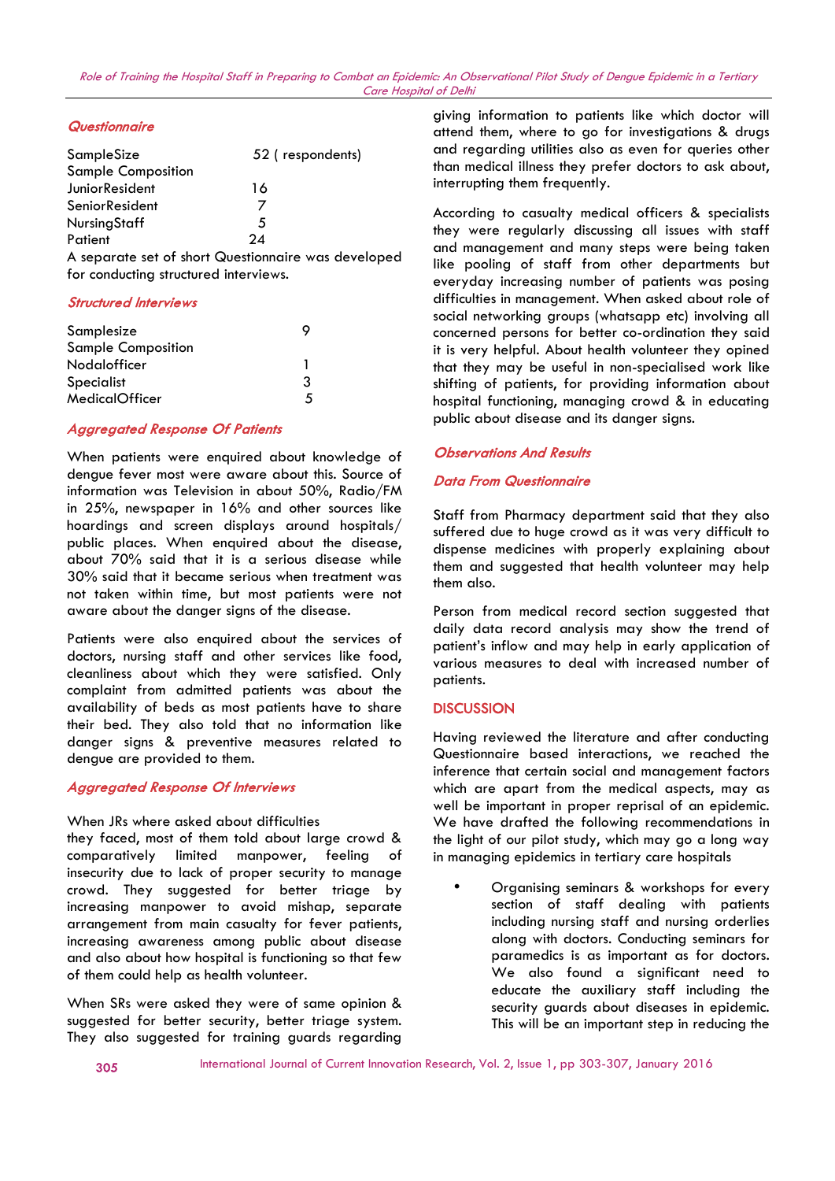### Questionnaire

| | |
|---|---|
| SampleSize | 52 ( respondents) |
| Sample Composition | |
| JuniorResident | 16 |
| SeniorResident | 7 |
| NursingStaff | 5 |
| Patient | 24 |

A separate set of short Questionnaire was developed for conducting structured interviews.

### Structured Interviews

| | |
|---|---|
| Samplesize | 9 |
| Sample Composition | |
| Nodalofficer | 1 |
| Specialist | 3 |
| MedicalOfficer | 5 |

### Aggregated Response Of Patients

When patients were enquired about knowledge of dengue fever most were aware about this. Source of information was Television in about 50%, Radio/FM in 25%, newspaper in 16% and other sources like hoardings and screen displays around hospitals/ public places. When enquired about the disease, about 70% said that it is a serious disease while 30% said that it became serious when treatment was not taken within time, but most patients were not aware about the danger signs of the disease.

Patients were also enquired about the services of doctors, nursing staff and other services like food, cleanliness about which they were satisfied. Only complaint from admitted patients was about the availability of beds as most patients have to share their bed. They also told that no information like danger signs & preventive measures related to dengue are provided to them.

### Aggregated Response Of Interviews

When JRs where asked about difficulties they faced, most of them told about large crowd & comparatively limited manpower, feeling of insecurity due to lack of proper security to manage crowd. They suggested for better triage by increasing manpower to avoid mishap, separate arrangement from main casualty for fever patients, increasing awareness among public about disease and also about how hospital is functioning so that few of them could help as health volunteer.

When SRs were asked they were of same opinion & suggested for better security, better triage system. They also suggested for training guards regarding giving information to patients like which doctor will attend them, where to go for investigations & drugs and regarding utilities also as even for queries other than medical illness they prefer doctors to ask about, interrupting them frequently.

According to casualty medical officers & specialists they were regularly discussing all issues with staff and management and many steps were being taken like pooling of staff from other departments but everyday increasing number of patients was posing difficulties in management. When asked about role of social networking groups (whatsapp etc) involving all concerned persons for better co-ordination they said it is very helpful. About health volunteer they opined that they may be useful in non-specialised work like shifting of patients, for providing information about hospital functioning, managing crowd & in educating public about disease and its danger signs.

## Observations And Results

### Data From Questionnaire

Staff from Pharmacy department said that they also suffered due to huge crowd as it was very difficult to dispense medicines with properly explaining about them and suggested that health volunteer may help them also.

Person from medical record section suggested that daily data record analysis may show the trend of patient's inflow and may help in early application of various measures to deal with increased number of patients.

## DISCUSSION

Having reviewed the literature and after conducting Questionnaire based interactions, we reached the inference that certain social and management factors which are apart from the medical aspects, may as well be important in proper reprisal of an epidemic. We have drafted the following recommendations in the light of our pilot study, which may go a long way in managing epidemics in tertiary care hospitals

- Organising seminars & workshops for every section of staff dealing with patients including nursing staff and nursing orderlies along with doctors. Conducting seminars for paramedics is as important as for doctors. We also found a significant need to educate the auxiliary staff including the security guards about diseases in epidemic. This will be an important step in reducing the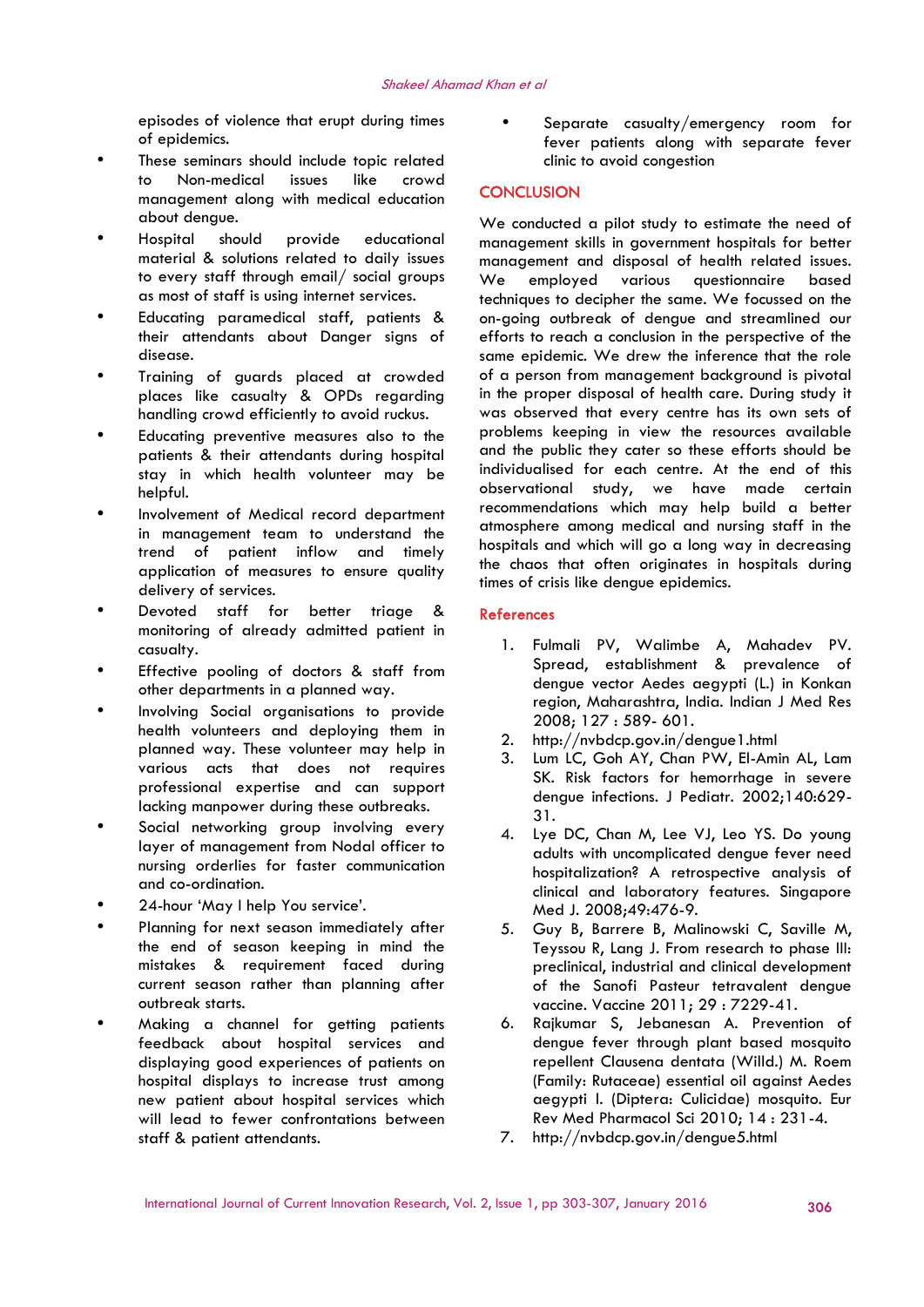episodes of violence that erupt during times of epidemics.

- These seminars should include topic related to Non-medical issues like crowd management along with medical education about dengue.
- Hospital should provide educational material & solutions related to daily issues to every staff through email/ social groups as most of staff is using internet services.
- Educating paramedical staff, patients & their attendants about Danger signs of disease.
- Training of guards placed at crowded places like casualty & OPDs regarding handling crowd efficiently to avoid ruckus.
- Educating preventive measures also to the patients & their attendants during hospital stay in which health volunteer may be helpful.
- Involvement of Medical record department in management team to understand the trend of patient inflow and timely application of measures to ensure quality delivery of services.
- Devoted staff for better triage & monitoring of already admitted patient in casualty.
- Effective pooling of doctors & staff from other departments in a planned way.
- Involving Social organisations to provide health volunteers and deploying them in planned way. These volunteer may help in various acts that does not requires professional expertise and can support lacking manpower during these outbreaks.
- Social networking group involving every layer of management from Nodal officer to nursing orderlies for faster communication and co-ordination.
- 24-hour 'May I help You service'.
- Planning for next season immediately after the end of season keeping in mind the mistakes & requirement faced during current season rather than planning after outbreak starts.
- Making a channel for getting patients feedback about hospital services and displaying good experiences of patients on hospital displays to increase trust among new patient about hospital services which will lead to fewer confrontations between staff & patient attendants.
- Separate casualty/emergency room for fever patients along with separate fever clinic to avoid congestion

## CONCLUSION

We conducted a pilot study to estimate the need of management skills in government hospitals for better management and disposal of health related issues. We employed various questionnaire based techniques to decipher the same. We focussed on the on-going outbreak of dengue and streamlined our efforts to reach a conclusion in the perspective of the same epidemic. We drew the inference that the role of a person from management background is pivotal in the proper disposal of health care. During study it was observed that every centre has its own sets of problems keeping in view the resources available and the public they cater so these efforts should be individualised for each centre. At the end of this observational study, we have made certain recommendations which may help build a better atmosphere among medical and nursing staff in the hospitals and which will go a long way in decreasing the chaos that often originates in hospitals during times of crisis like dengue epidemics.

## References

1. Fulmali PV, Walimbe A, Mahadev PV. Spread, establishment & prevalence of dengue vector Aedes aegypti (L.) in Konkan region, Maharashtra, India. Indian J Med Res 2008; 127 : 589- 601.
2. http://nvbdcp.gov.in/dengue1.html
3. Lum LC, Goh AY, Chan PW, El-Amin AL, Lam SK. Risk factors for hemorrhage in severe dengue infections. J Pediatr. 2002;140:629-31.
4. Lye DC, Chan M, Lee VJ, Leo YS. Do young adults with uncomplicated dengue fever need hospitalization? A retrospective analysis of clinical and laboratory features. Singapore Med J. 2008;49:476-9.
5. Guy B, Barrere B, Malinowski C, Saville M, Teyssou R, Lang J. From research to phase III: preclinical, industrial and clinical development of the Sanofi Pasteur tetravalent dengue vaccine. Vaccine 2011; 29 : 7229-41.
6. Rajkumar S, Jebanesan A. Prevention of dengue fever through plant based mosquito repellent Clausena dentata (Willd.) M. Roem (Family: Rutaceae) essential oil against Aedes aegypti l. (Diptera: Culicidae) mosquito. Eur Rev Med Pharmacol Sci 2010; 14 : 231-4.
7. http://nvbdcp.gov.in/dengue5.html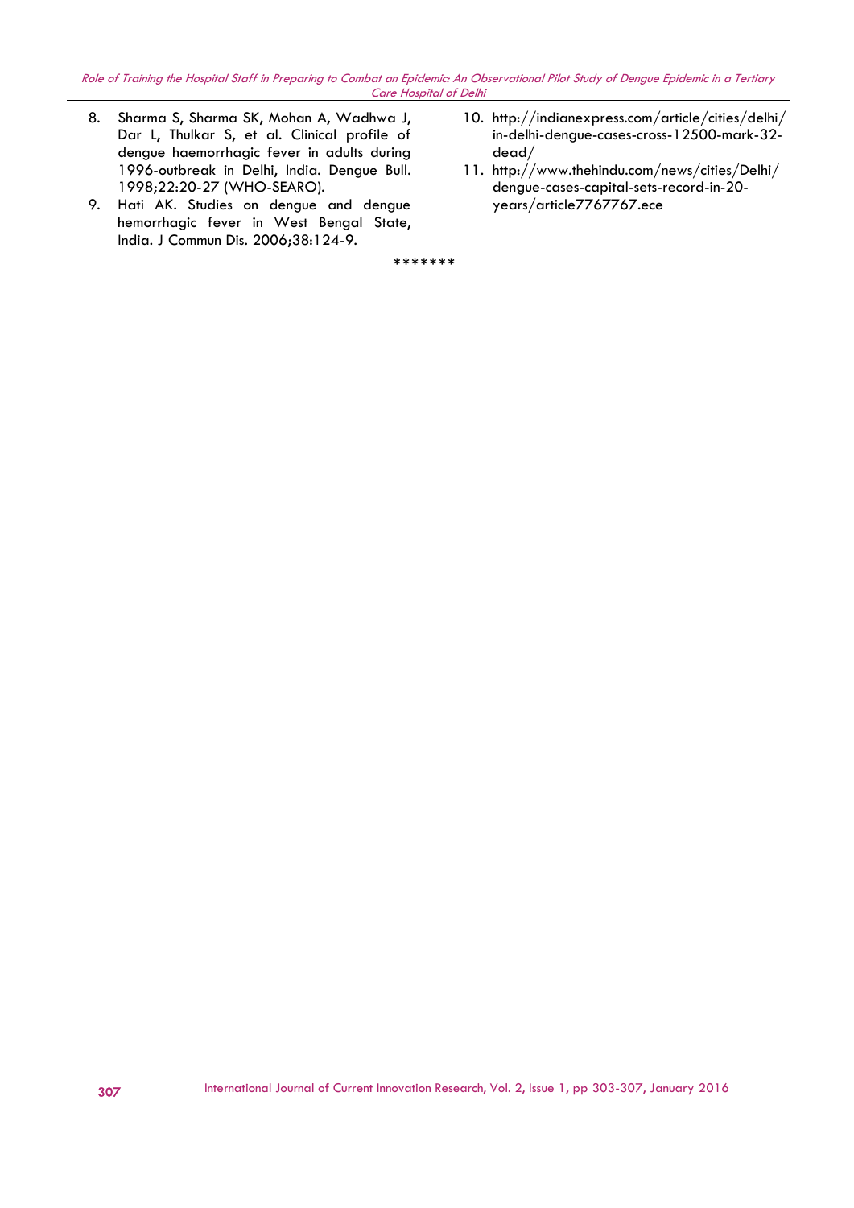8. Sharma S, Sharma SK, Mohan A, Wadhwa J, Dar L, Thulkar S, et al. Clinical profile of dengue haemorrhagic fever in adults during 1996-outbreak in Delhi, India. Dengue Bull. 1998;22:20-27 (WHO-SEARO).
9. Hati AK. Studies on dengue and dengue hemorrhagic fever in West Bengal State, India. J Commun Dis. 2006;38:124-9.
10. http://indianexpress.com/article/cities/delhi/in-delhi-dengue-cases-cross-12500-mark-32-dead/
11. http://www.thehindu.com/news/cities/Delhi/dengue-cases-capital-sets-record-in-20-years/article7767767.ece

*******